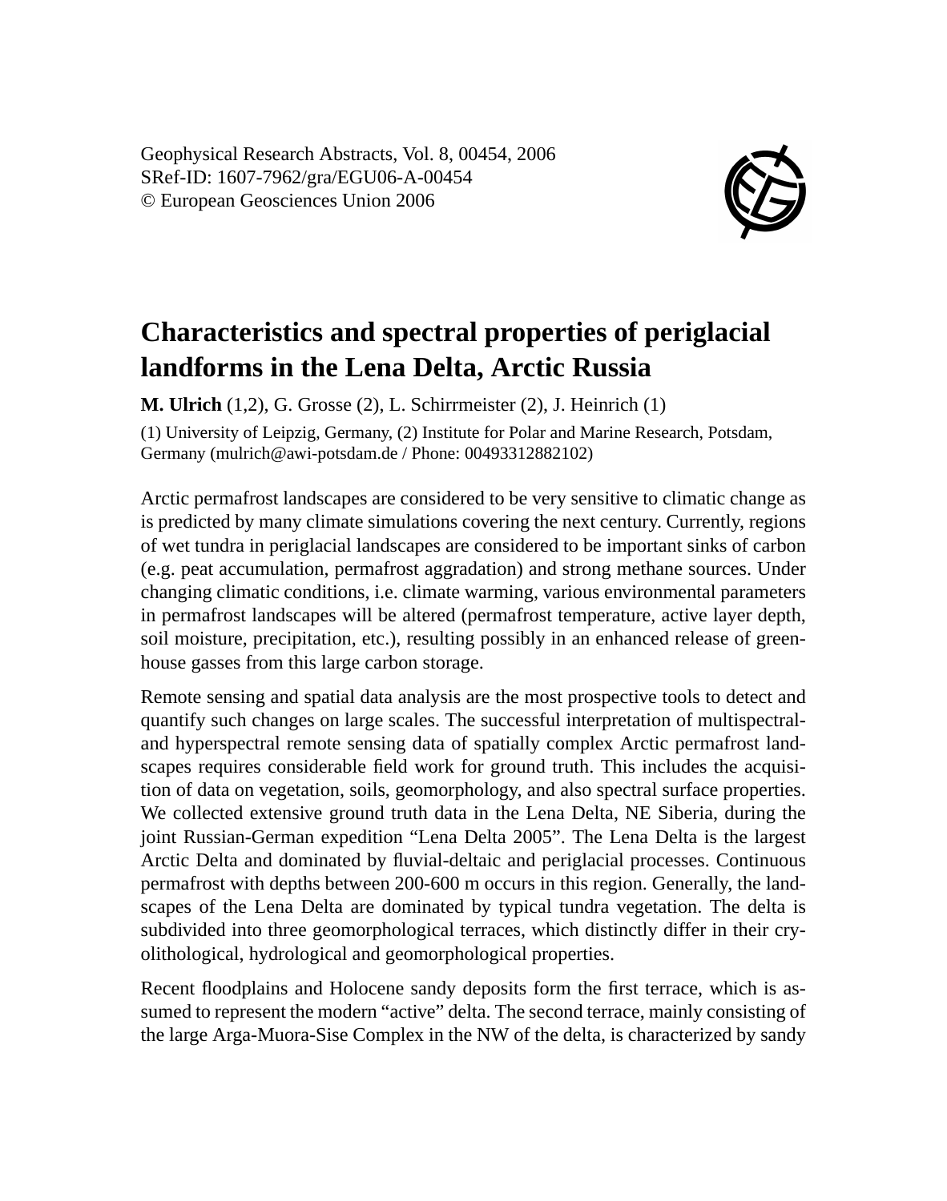Geophysical Research Abstracts, Vol. 8, 00454, 2006
SRef-ID: 1607-7962/gra/EGU06-A-00454
© European Geosciences Union 2006

# Characteristics and spectral properties of periglacial landforms in the Lena Delta, Arctic Russia

**M. Ulrich** (1,2), G. Grosse (2), L. Schirrmeister (2), J. Heinrich (1)

(1) University of Leipzig, Germany, (2) Institute for Polar and Marine Research, Potsdam, Germany (mulrich@awi-potsdam.de / Phone: 00493312882102)

Arctic permafrost landscapes are considered to be very sensitive to climatic change as is predicted by many climate simulations covering the next century. Currently, regions of wet tundra in periglacial landscapes are considered to be important sinks of carbon (e.g. peat accumulation, permafrost aggradation) and strong methane sources. Under changing climatic conditions, i.e. climate warming, various environmental parameters in permafrost landscapes will be altered (permafrost temperature, active layer depth, soil moisture, precipitation, etc.), resulting possibly in an enhanced release of greenhouse gasses from this large carbon storage.

Remote sensing and spatial data analysis are the most prospective tools to detect and quantify such changes on large scales. The successful interpretation of multispectral- and hyperspectral remote sensing data of spatially complex Arctic permafrost landscapes requires considerable field work for ground truth. This includes the acquisition of data on vegetation, soils, geomorphology, and also spectral surface properties. We collected extensive ground truth data in the Lena Delta, NE Siberia, during the joint Russian-German expedition "Lena Delta 2005". The Lena Delta is the largest Arctic Delta and dominated by fluvial-deltaic and periglacial processes. Continuous permafrost with depths between 200-600 m occurs in this region. Generally, the landscapes of the Lena Delta are dominated by typical tundra vegetation. The delta is subdivided into three geomorphological terraces, which distinctly differ in their cryolithological, hydrological and geomorphological properties.

Recent floodplains and Holocene sandy deposits form the first terrace, which is assumed to represent the modern "active" delta. The second terrace, mainly consisting of the large Arga-Muora-Sise Complex in the NW of the delta, is characterized by sandy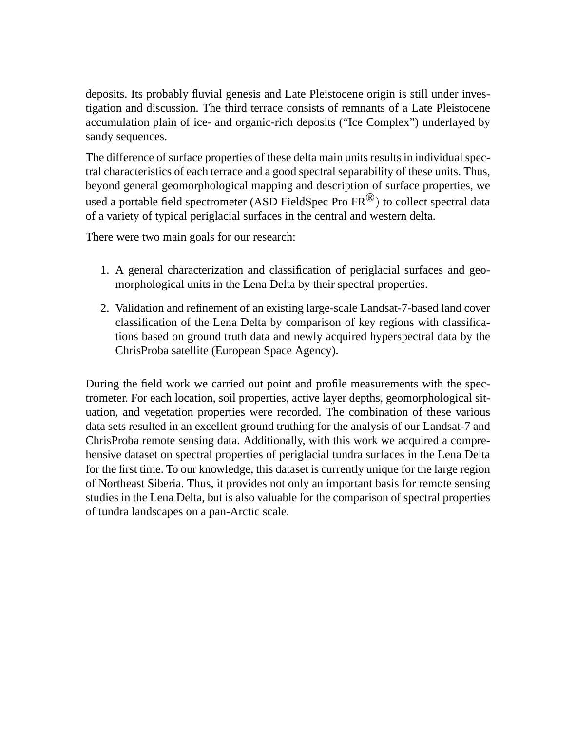deposits. Its probably fluvial genesis and Late Pleistocene origin is still under investigation and discussion. The third terrace consists of remnants of a Late Pleistocene accumulation plain of ice- and organic-rich deposits ("Ice Complex") underlayed by sandy sequences.

The difference of surface properties of these delta main units results in individual spectral characteristics of each terrace and a good spectral separability of these units. Thus, beyond general geomorphological mapping and description of surface properties, we used a portable field spectrometer (ASD FieldSpec Pro FR®) to collect spectral data of a variety of typical periglacial surfaces in the central and western delta.

There were two main goals for our research:

1. A general characterization and classification of periglacial surfaces and geomorphological units in the Lena Delta by their spectral properties.
2. Validation and refinement of an existing large-scale Landsat-7-based land cover classification of the Lena Delta by comparison of key regions with classifications based on ground truth data and newly acquired hyperspectral data by the ChrisProba satellite (European Space Agency).

During the field work we carried out point and profile measurements with the spectrometer. For each location, soil properties, active layer depths, geomorphological situation, and vegetation properties were recorded. The combination of these various data sets resulted in an excellent ground truthing for the analysis of our Landsat-7 and ChrisProba remote sensing data. Additionally, with this work we acquired a comprehensive dataset on spectral properties of periglacial tundra surfaces in the Lena Delta for the first time. To our knowledge, this dataset is currently unique for the large region of Northeast Siberia. Thus, it provides not only an important basis for remote sensing studies in the Lena Delta, but is also valuable for the comparison of spectral properties of tundra landscapes on a pan-Arctic scale.